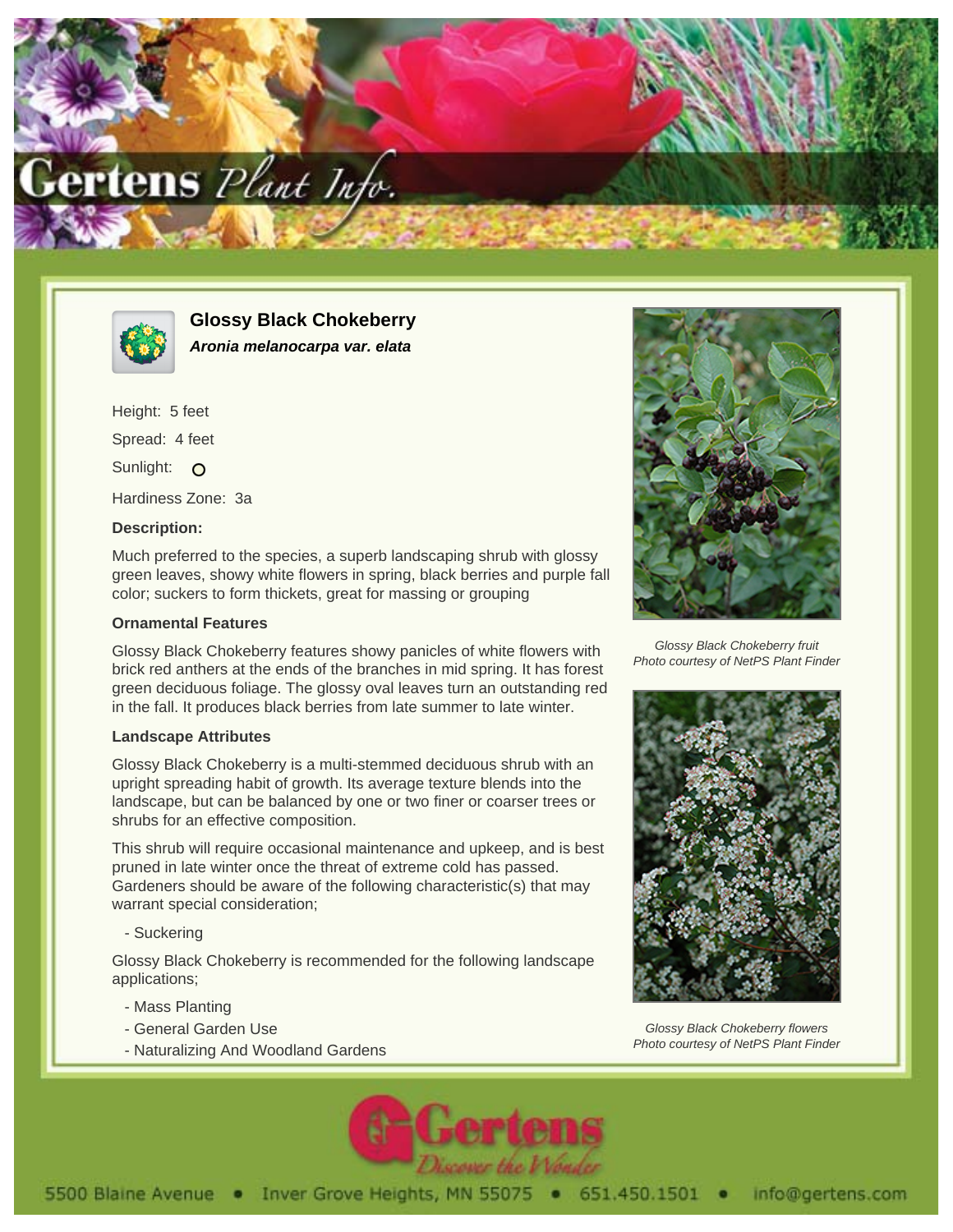# Glossy Black Chokeberry

***Aronia melanocarpa var. elata***

Height: 5 feet

Spread: 4 feet

Sunlight: O

Hardiness Zone: 3a

**Description:**

Much preferred to the species, a superb landscaping shrub with glossy green leaves, showy white flowers in spring, black berries and purple fall color; suckers to form thickets, great for massing or grouping

### Ornamental Features

Glossy Black Chokeberry features showy panicles of white flowers with brick red anthers at the ends of the branches in mid spring. It has forest green deciduous foliage. The glossy oval leaves turn an outstanding red in the fall. It produces black berries from late summer to late winter.

### Landscape Attributes

Glossy Black Chokeberry is a multi-stemmed deciduous shrub with an upright spreading habit of growth. Its average texture blends into the landscape, but can be balanced by one or two finer or coarser trees or shrubs for an effective composition.

This shrub will require occasional maintenance and upkeep, and is best pruned in late winter once the threat of extreme cold has passed. Gardeners should be aware of the following characteristic(s) that may warrant special consideration;

- Suckering

Glossy Black Chokeberry is recommended for the following landscape applications;

- Mass Planting
- General Garden Use
- Naturalizing And Woodland Gardens

*Glossy Black Chokeberry fruit*
*Photo courtesy of NetPS Plant Finder*

*Glossy Black Chokeberry flowers*
*Photo courtesy of NetPS Plant Finder*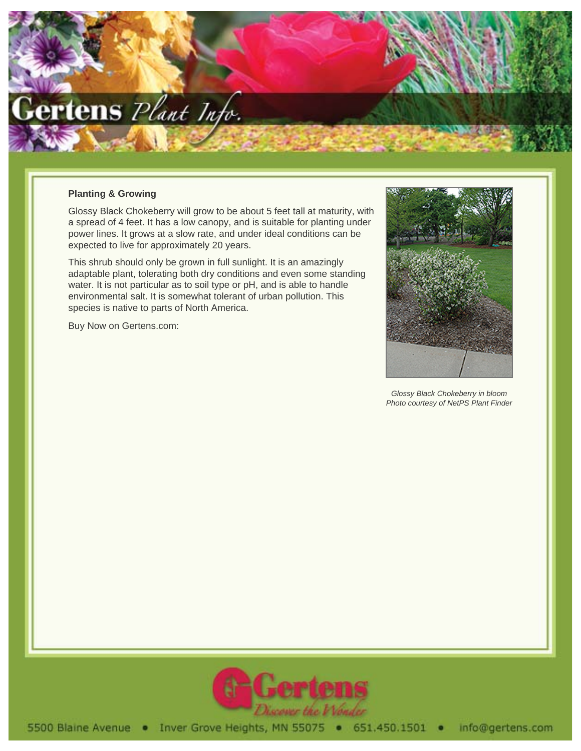### Planting & Growing

Glossy Black Chokeberry will grow to be about 5 feet tall at maturity, with a spread of 4 feet. It has a low canopy, and is suitable for planting under power lines. It grows at a slow rate, and under ideal conditions can be expected to live for approximately 20 years.

This shrub should only be grown in full sunlight. It is an amazingly adaptable plant, tolerating both dry conditions and even some standing water. It is not particular as to soil type or pH, and is able to handle environmental salt. It is somewhat tolerant of urban pollution. This species is native to parts of North America.

Buy Now on Gertens.com:

*Glossy Black Chokeberry in bloom*
*Photo courtesy of NetPS Plant Finder*